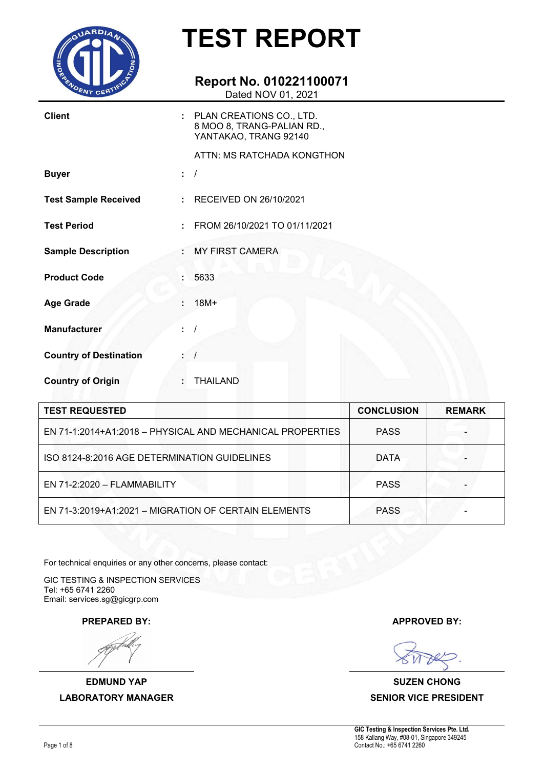# TEST REPORT

## Report No. 010221100071

Dated NOV 01, 2021

**Client** : PLAN CREATIONS CO., LTD.
8 MOO 8, TRANG-PALIAN RD.,
YANTAKAO, TRANG 92140

ATTN: MS RATCHADA KONGTHON

**Buyer** : /

**Test Sample Received** : RECEIVED ON 26/10/2021

**Test Period** : FROM 26/10/2021 TO 01/11/2021

**Sample Description** : MY FIRST CAMERA

**Product Code** : 5633

**Age Grade** : 18M+

**Manufacturer** : /

**Country of Destination** : /

**Country of Origin** : THAILAND

| TEST REQUESTED | CONCLUSION | REMARK |
|---|---|---|
| EN 71-1:2014+A1:2018 – PHYSICAL AND MECHANICAL PROPERTIES | PASS | - |
| ISO 8124-8:2016 AGE DETERMINATION GUIDELINES | DATA | - |
| EN 71-2:2020 – FLAMMABILITY | PASS | - |
| EN 71-3:2019+A1:2021 – MIGRATION OF CERTAIN ELEMENTS | PASS | - |

For technical enquiries or any other concerns, please contact:

GIC TESTING & INSPECTION SERVICES
Tel: +65 6741 2260
Email: services.sg@gicgrp.com

**PREPARED BY:**

**EDMUND YAP**
**LABORATORY MANAGER**

**APPROVED BY:**

**SUZEN CHONG**
**SENIOR VICE PRESIDENT**

**GIC Testing & Inspection Services Pte. Ltd.**
158 Kallang Way, #08-01, Singapore 349245
Contact No.: +65 6741 2260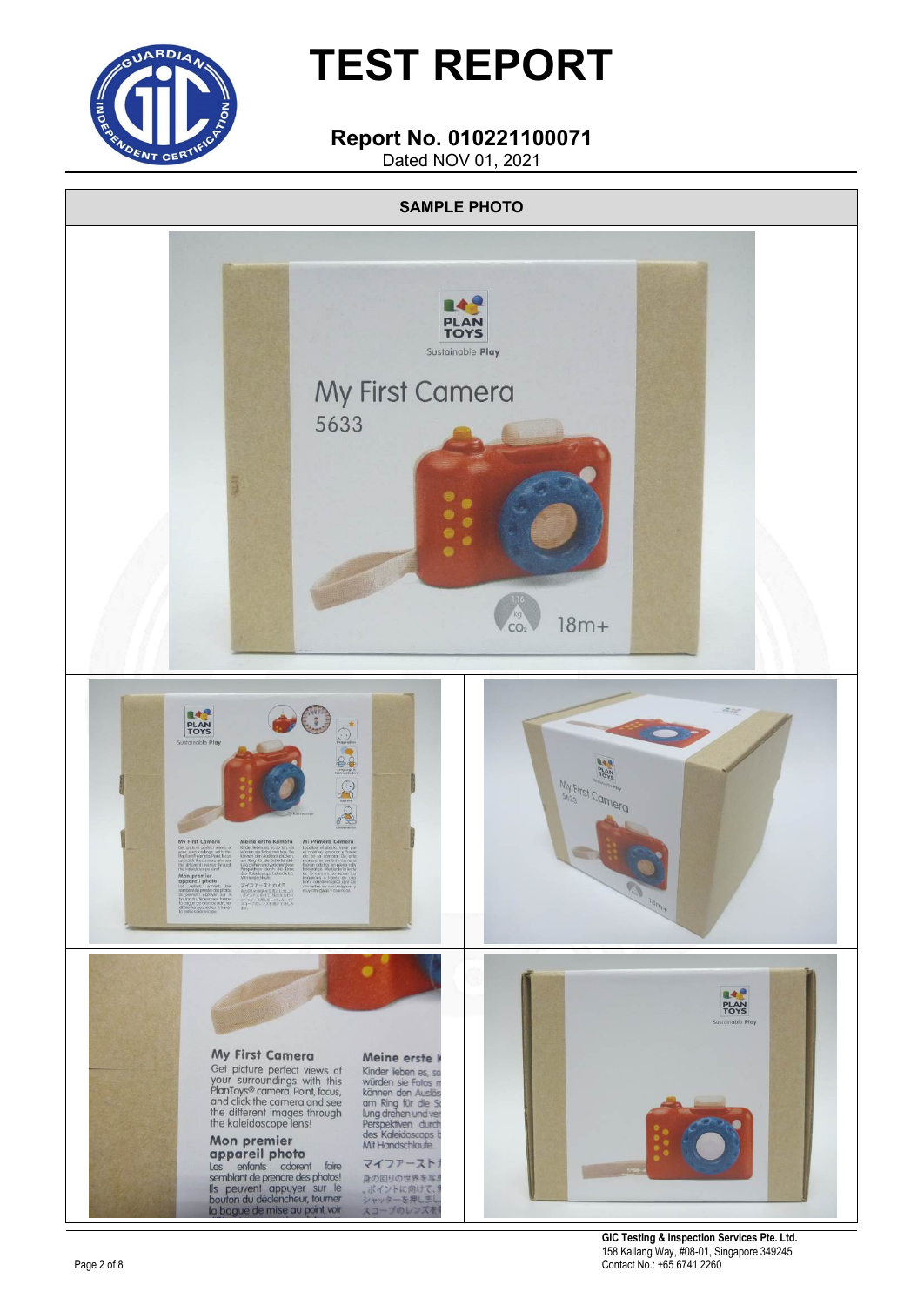# TEST REPORT

**Report No. 010221100071**
Dated NOV 01, 2021

**SAMPLE PHOTO**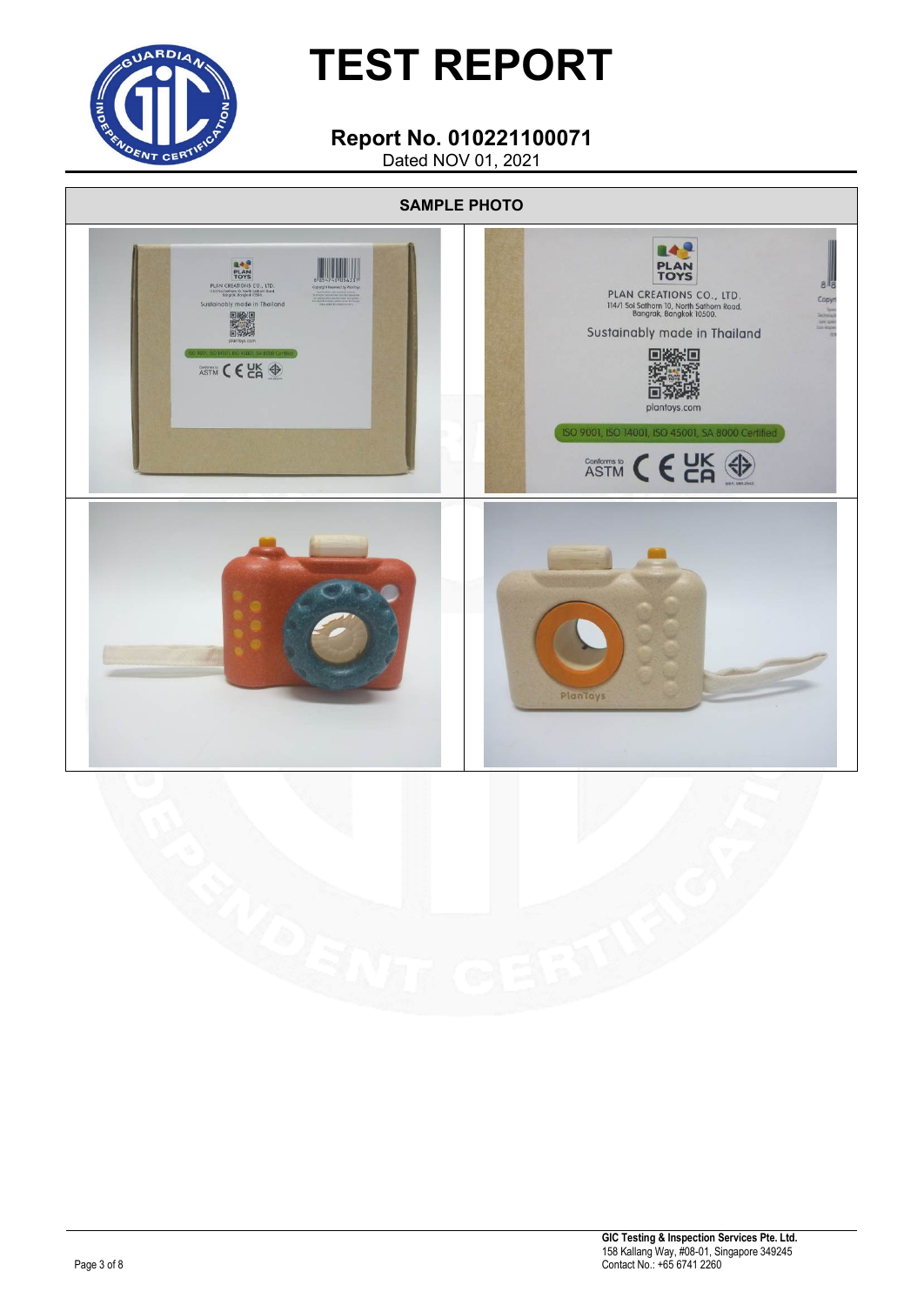# TEST REPORT

## Report No. 010221100071

Dated NOV 01, 2021

**SAMPLE PHOTO**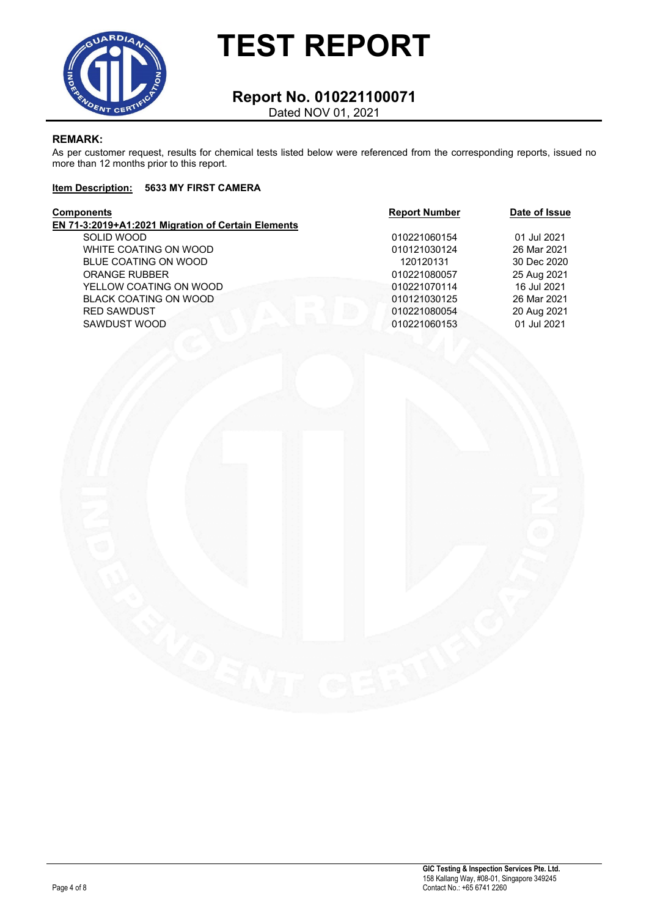# TEST REPORT

## Report No. 010221100071

Dated NOV 01, 2021

**REMARK:**

As per customer request, results for chemical tests listed below were referenced from the corresponding reports, issued no more than 12 months prior to this report.

**Item Description:** **5633 MY FIRST CAMERA**

| Components | Report Number | Date of Issue |
|---|---|---|
| **EN 71-3:2019+A1:2021 Migration of Certain Elements** | | |
| SOLID WOOD | 010221060154 | 01 Jul 2021 |
| WHITE COATING ON WOOD | 010121030124 | 26 Mar 2021 |
| BLUE COATING ON WOOD | 120120131 | 30 Dec 2020 |
| ORANGE RUBBER | 010221080057 | 25 Aug 2021 |
| YELLOW COATING ON WOOD | 010221070114 | 16 Jul 2021 |
| BLACK COATING ON WOOD | 010121030125 | 26 Mar 2021 |
| RED SAWDUST | 010221080054 | 20 Aug 2021 |
| SAWDUST WOOD | 010221060153 | 01 Jul 2021 |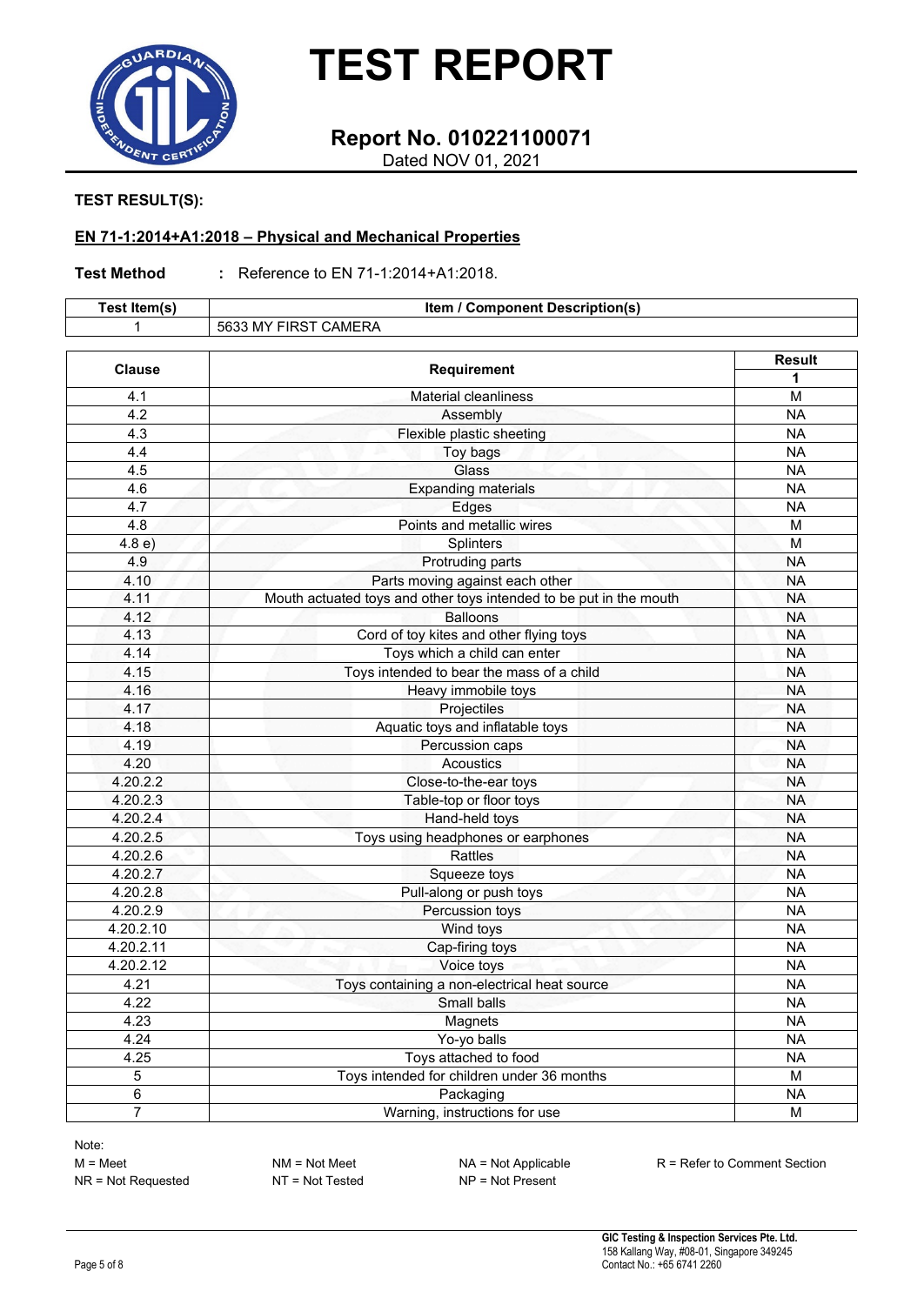# TEST REPORT

## Report No. 010221100071

Dated NOV 01, 2021

**TEST RESULT(S):**

**EN 71-1:2014+A1:2018 – Physical and Mechanical Properties**

**Test Method** : Reference to EN 71-1:2014+A1:2018.

| Test Item(s) | Item / Component Description(s) |
|---|---|
| 1 | 5633 MY FIRST CAMERA |

| Clause | Requirement | Result |
|---|---|---|
| | | 1 |
| 4.1 | Material cleanliness | M |
| 4.2 | Assembly | NA |
| 4.3 | Flexible plastic sheeting | NA |
| 4.4 | Toy bags | NA |
| 4.5 | Glass | NA |
| 4.6 | Expanding materials | NA |
| 4.7 | Edges | NA |
| 4.8 | Points and metallic wires | M |
| 4.8 e) | Splinters | M |
| 4.9 | Protruding parts | NA |
| 4.10 | Parts moving against each other | NA |
| 4.11 | Mouth actuated toys and other toys intended to be put in the mouth | NA |
| 4.12 | Balloons | NA |
| 4.13 | Cord of toy kites and other flying toys | NA |
| 4.14 | Toys which a child can enter | NA |
| 4.15 | Toys intended to bear the mass of a child | NA |
| 4.16 | Heavy immobile toys | NA |
| 4.17 | Projectiles | NA |
| 4.18 | Aquatic toys and inflatable toys | NA |
| 4.19 | Percussion caps | NA |
| 4.20 | Acoustics | NA |
| 4.20.2.2 | Close-to-the-ear toys | NA |
| 4.20.2.3 | Table-top or floor toys | NA |
| 4.20.2.4 | Hand-held toys | NA |
| 4.20.2.5 | Toys using headphones or earphones | NA |
| 4.20.2.6 | Rattles | NA |
| 4.20.2.7 | Squeeze toys | NA |
| 4.20.2.8 | Pull-along or push toys | NA |
| 4.20.2.9 | Percussion toys | NA |
| 4.20.2.10 | Wind toys | NA |
| 4.20.2.11 | Cap-firing toys | NA |
| 4.20.2.12 | Voice toys | NA |
| 4.21 | Toys containing a non-electrical heat source | NA |
| 4.22 | Small balls | NA |
| 4.23 | Magnets | NA |
| 4.24 | Yo-yo balls | NA |
| 4.25 | Toys attached to food | NA |
| 5 | Toys intended for children under 36 months | M |
| 6 | Packaging | NA |
| 7 | Warning, instructions for use | M |

Note:

M = Meet &nbsp;&nbsp; NM = Not Meet &nbsp;&nbsp; NA = Not Applicable &nbsp;&nbsp; R = Refer to Comment Section

NR = Not Requested &nbsp;&nbsp; NT = Not Tested &nbsp;&nbsp; NP = Not Present

**GIC Testing & Inspection Services Pte. Ltd.**
158 Kallang Way, #08-01, Singapore 349245
Contact No.: +65 6741 2260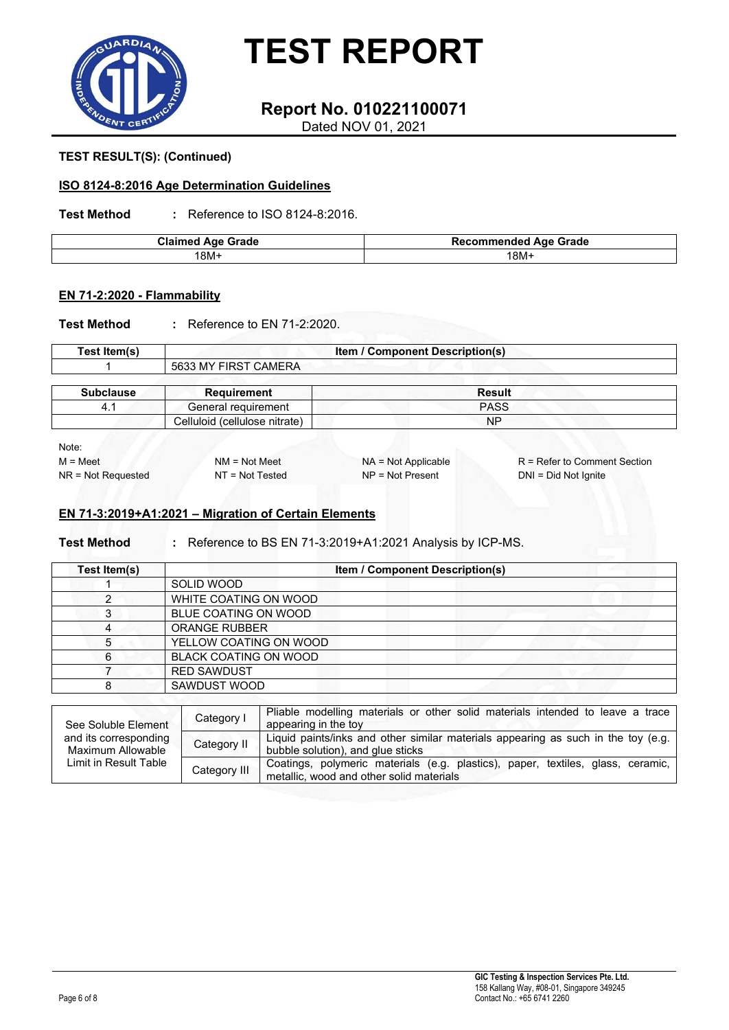# TEST REPORT

## Report No. 010221100071

Dated NOV 01, 2021

**TEST RESULT(S): (Continued)**

**ISO 8124-8:2016 Age Determination Guidelines**

**Test Method** : Reference to ISO 8124-8:2016.

| Claimed Age Grade | Recommended Age Grade |
|---|---|
| 18M+ | 18M+ |

**EN 71-2:2020 - Flammability**

**Test Method** : Reference to EN 71-2:2020.

| Test Item(s) | Item / Component Description(s) |
|---|---|
| 1 | 5633 MY FIRST CAMERA |

| Subclause | Requirement | Result |
|---|---|---|
| 4.1 | General requirement | PASS |
| | Celluloid (cellulose nitrate) | NP |

Note:

| | | | |
|---|---|---|---|
| M = Meet | NM = Not Meet | NA = Not Applicable | R = Refer to Comment Section |
| NR = Not Requested | NT = Not Tested | NP = Not Present | DNI = Did Not Ignite |

**EN 71-3:2019+A1:2021 – Migration of Certain Elements**

**Test Method** : Reference to BS EN 71-3:2019+A1:2021 Analysis by ICP-MS.

| Test Item(s) | Item / Component Description(s) |
|---|---|
| 1 | SOLID WOOD |
| 2 | WHITE COATING ON WOOD |
| 3 | BLUE COATING ON WOOD |
| 4 | ORANGE RUBBER |
| 5 | YELLOW COATING ON WOOD |
| 6 | BLACK COATING ON WOOD |
| 7 | RED SAWDUST |
| 8 | SAWDUST WOOD |

| | | |
|---|---|---|
| See Soluble Element and its corresponding Maximum Allowable Limit in Result Table | Category I | Pliable modelling materials or other solid materials intended to leave a trace appearing in the toy |
| | Category II | Liquid paints/inks and other similar materials appearing as such in the toy (e.g. bubble solution), and glue sticks |
| | Category III | Coatings, polymeric materials (e.g. plastics), paper, textiles, glass, ceramic, metallic, wood and other solid materials |

GIC Testing & Inspection Services Pte. Ltd.
158 Kallang Way, #08-01, Singapore 349245
Contact No.: +65 6741 2260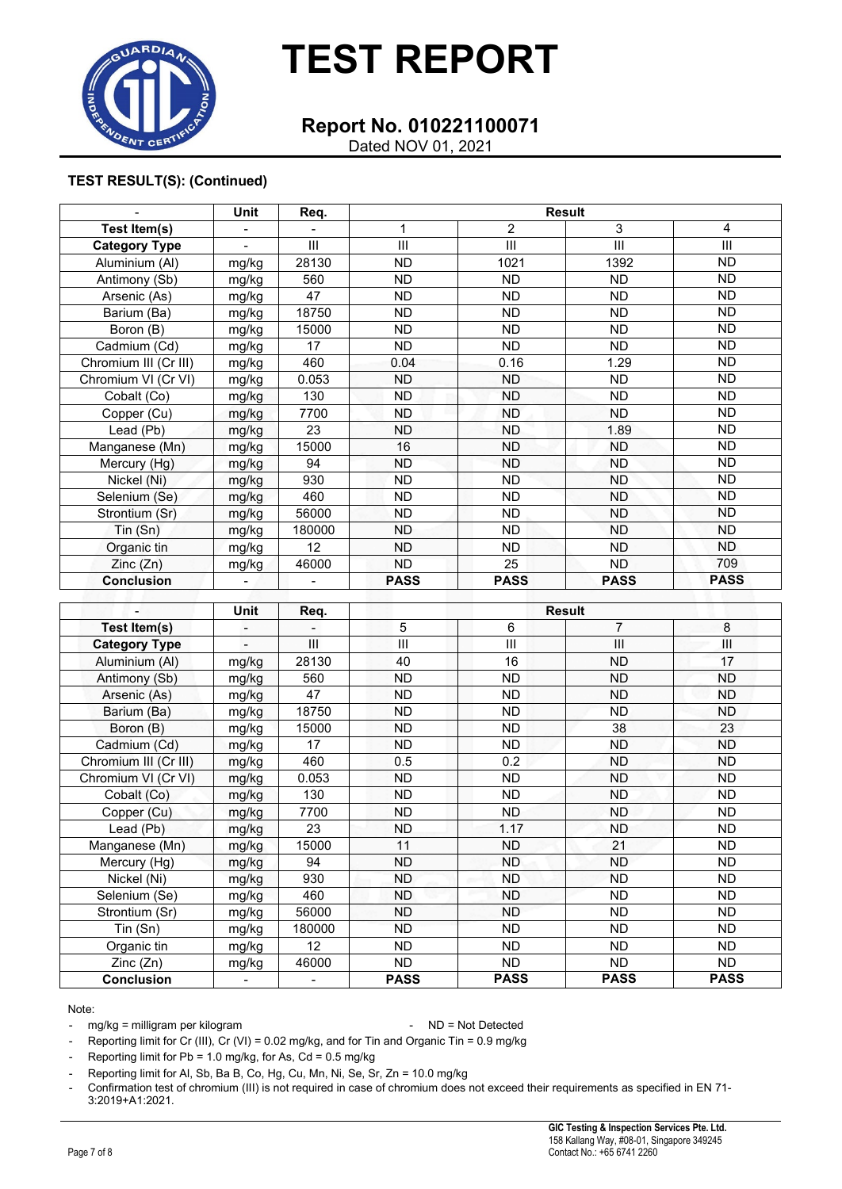# TEST REPORT

## Report No. 010221100071

Dated NOV 01, 2021

**TEST RESULT(S): (Continued)**

| - | Unit | Req. | Result | | | |
|---|---|---|---|---|---|---|
| **Test Item(s)** | - | - | 1 | 2 | 3 | 4 |
| **Category Type** | - | III | III | III | III | III |
| Aluminium (Al) | mg/kg | 28130 | ND | 1021 | 1392 | ND |
| Antimony (Sb) | mg/kg | 560 | ND | ND | ND | ND |
| Arsenic (As) | mg/kg | 47 | ND | ND | ND | ND |
| Barium (Ba) | mg/kg | 18750 | ND | ND | ND | ND |
| Boron (B) | mg/kg | 15000 | ND | ND | ND | ND |
| Cadmium (Cd) | mg/kg | 17 | ND | ND | ND | ND |
| Chromium III (Cr III) | mg/kg | 460 | 0.04 | 0.16 | 1.29 | ND |
| Chromium VI (Cr VI) | mg/kg | 0.053 | ND | ND | ND | ND |
| Cobalt (Co) | mg/kg | 130 | ND | ND | ND | ND |
| Copper (Cu) | mg/kg | 7700 | ND | ND | ND | ND |
| Lead (Pb) | mg/kg | 23 | ND | ND | 1.89 | ND |
| Manganese (Mn) | mg/kg | 15000 | 16 | ND | ND | ND |
| Mercury (Hg) | mg/kg | 94 | ND | ND | ND | ND |
| Nickel (Ni) | mg/kg | 930 | ND | ND | ND | ND |
| Selenium (Se) | mg/kg | 460 | ND | ND | ND | ND |
| Strontium (Sr) | mg/kg | 56000 | ND | ND | ND | ND |
| Tin (Sn) | mg/kg | 180000 | ND | ND | ND | ND |
| Organic tin | mg/kg | 12 | ND | ND | ND | ND |
| Zinc (Zn) | mg/kg | 46000 | ND | 25 | ND | 709 |
| **Conclusion** | - | - | **PASS** | **PASS** | **PASS** | **PASS** |

| - | Unit | Req. | Result | | | |
|---|---|---|---|---|---|---|
| **Test Item(s)** | - | - | 5 | 6 | 7 | 8 |
| **Category Type** | - | III | III | III | III | III |
| Aluminium (Al) | mg/kg | 28130 | 40 | 16 | ND | 17 |
| Antimony (Sb) | mg/kg | 560 | ND | ND | ND | ND |
| Arsenic (As) | mg/kg | 47 | ND | ND | ND | ND |
| Barium (Ba) | mg/kg | 18750 | ND | ND | ND | ND |
| Boron (B) | mg/kg | 15000 | ND | ND | 38 | 23 |
| Cadmium (Cd) | mg/kg | 17 | ND | ND | ND | ND |
| Chromium III (Cr III) | mg/kg | 460 | 0.5 | 0.2 | ND | ND |
| Chromium VI (Cr VI) | mg/kg | 0.053 | ND | ND | ND | ND |
| Cobalt (Co) | mg/kg | 130 | ND | ND | ND | ND |
| Copper (Cu) | mg/kg | 7700 | ND | ND | ND | ND |
| Lead (Pb) | mg/kg | 23 | ND | 1.17 | ND | ND |
| Manganese (Mn) | mg/kg | 15000 | 11 | ND | 21 | ND |
| Mercury (Hg) | mg/kg | 94 | ND | ND | ND | ND |
| Nickel (Ni) | mg/kg | 930 | ND | ND | ND | ND |
| Selenium (Se) | mg/kg | 460 | ND | ND | ND | ND |
| Strontium (Sr) | mg/kg | 56000 | ND | ND | ND | ND |
| Tin (Sn) | mg/kg | 180000 | ND | ND | ND | ND |
| Organic tin | mg/kg | 12 | ND | ND | ND | ND |
| Zinc (Zn) | mg/kg | 46000 | ND | ND | ND | ND |
| **Conclusion** | - | - | **PASS** | **PASS** | **PASS** | **PASS** |

Note:

- mg/kg = milligram per kilogram
- ND = Not Detected
- Reporting limit for Cr (III), Cr (VI) = 0.02 mg/kg, and for Tin and Organic Tin = 0.9 mg/kg
- Reporting limit for Pb = 1.0 mg/kg, for As, Cd = 0.5 mg/kg
- Reporting limit for Al, Sb, Ba B, Co, Hg, Cu, Mn, Ni, Se, Sr, Zn = 10.0 mg/kg
- Confirmation test of chromium (III) is not required in case of chromium does not exceed their requirements as specified in EN 71-3:2019+A1:2021.

**GIC Testing & Inspection Services Pte. Ltd.**
158 Kallang Way, #08-01, Singapore 349245
Contact No.: +65 6741 2260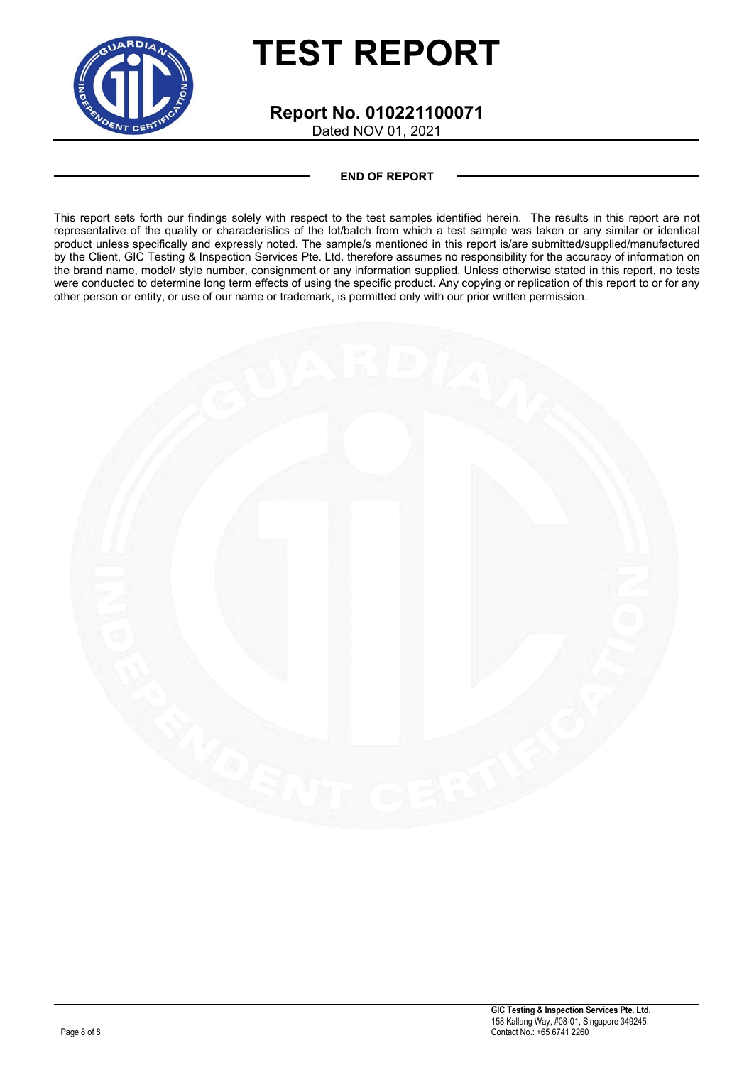# TEST REPORT

**Report No. 010221100071**
Dated NOV 01, 2021

**END OF REPORT**

This report sets forth our findings solely with respect to the test samples identified herein. The results in this report are not representative of the quality or characteristics of the lot/batch from which a test sample was taken or any similar or identical product unless specifically and expressly noted. The sample/s mentioned in this report is/are submitted/supplied/manufactured by the Client, GIC Testing & Inspection Services Pte. Ltd. therefore assumes no responsibility for the accuracy of information on the brand name, model/ style number, consignment or any information supplied. Unless otherwise stated in this report, no tests were conducted to determine long term effects of using the specific product. Any copying or replication of this report to or for any other person or entity, or use of our name or trademark, is permitted only with our prior written permission.

**GIC Testing & Inspection Services Pte. Ltd.**
158 Kallang Way, #08-01, Singapore 349245
Contact No.: +65 6741 2260